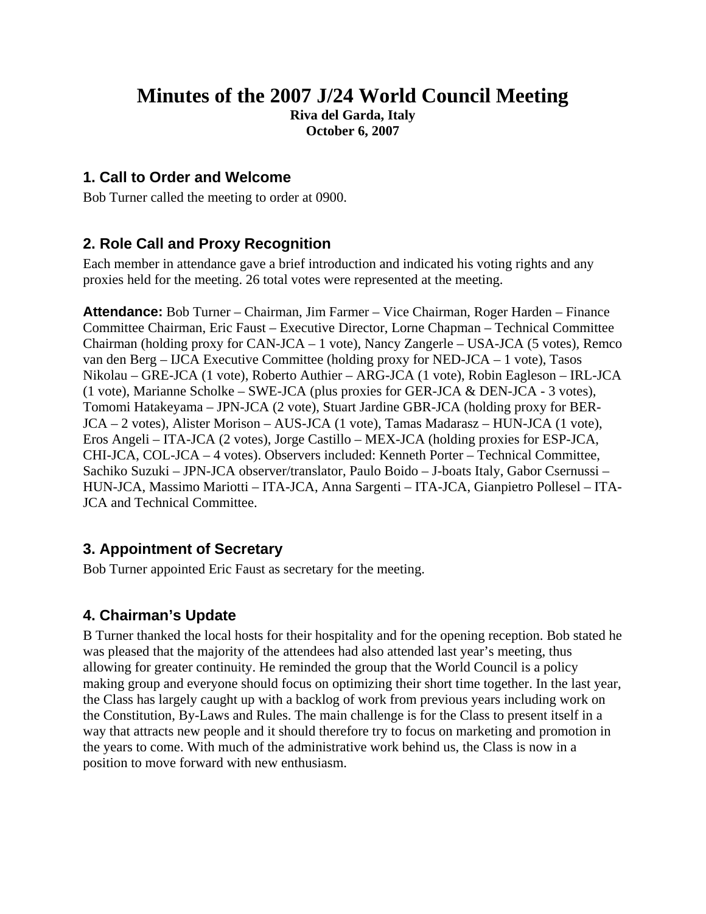# Minutes of the 2007 J/24 World Council Meeting

**Riva del Garda, Italy**
**October 6, 2007**

## 1. Call to Order and Welcome

Bob Turner called the meeting to order at 0900.

## 2. Role Call and Proxy Recognition

Each member in attendance gave a brief introduction and indicated his voting rights and any proxies held for the meeting. 26 total votes were represented at the meeting.

**Attendance:** Bob Turner – Chairman, Jim Farmer – Vice Chairman, Roger Harden – Finance Committee Chairman, Eric Faust – Executive Director, Lorne Chapman – Technical Committee Chairman (holding proxy for CAN-JCA – 1 vote), Nancy Zangerle – USA-JCA (5 votes), Remco van den Berg – IJCA Executive Committee (holding proxy for NED-JCA – 1 vote), Tasos Nikolau – GRE-JCA (1 vote), Roberto Authier – ARG-JCA (1 vote), Robin Eagleson – IRL-JCA (1 vote), Marianne Scholke – SWE-JCA (plus proxies for GER-JCA & DEN-JCA - 3 votes), Tomomi Hatakeyama – JPN-JCA (2 vote), Stuart Jardine GBR-JCA (holding proxy for BER-JCA – 2 votes), Alister Morison – AUS-JCA (1 vote), Tamas Madarasz – HUN-JCA (1 vote), Eros Angeli – ITA-JCA (2 votes), Jorge Castillo – MEX-JCA (holding proxies for ESP-JCA, CHI-JCA, COL-JCA – 4 votes). Observers included: Kenneth Porter – Technical Committee, Sachiko Suzuki – JPN-JCA observer/translator, Paulo Boido – J-boats Italy, Gabor Csernussi – HUN-JCA, Massimo Mariotti – ITA-JCA, Anna Sargenti – ITA-JCA, Gianpietro Pollesel – ITA-JCA and Technical Committee.

## 3. Appointment of Secretary

Bob Turner appointed Eric Faust as secretary for the meeting.

## 4. Chairman's Update

B Turner thanked the local hosts for their hospitality and for the opening reception. Bob stated he was pleased that the majority of the attendees had also attended last year's meeting, thus allowing for greater continuity. He reminded the group that the World Council is a policy making group and everyone should focus on optimizing their short time together. In the last year, the Class has largely caught up with a backlog of work from previous years including work on the Constitution, By-Laws and Rules. The main challenge is for the Class to present itself in a way that attracts new people and it should therefore try to focus on marketing and promotion in the years to come. With much of the administrative work behind us, the Class is now in a position to move forward with new enthusiasm.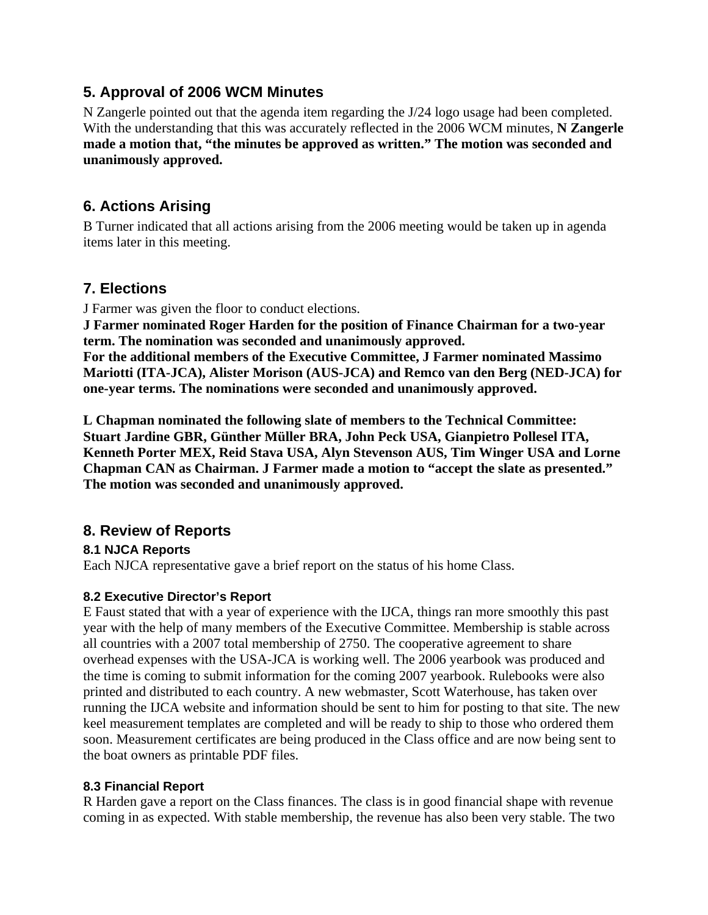## 5. Approval of 2006 WCM Minutes

N Zangerle pointed out that the agenda item regarding the J/24 logo usage had been completed. With the understanding that this was accurately reflected in the 2006 WCM minutes, **N Zangerle made a motion that, "the minutes be approved as written." The motion was seconded and unanimously approved.**

## 6. Actions Arising

B Turner indicated that all actions arising from the 2006 meeting would be taken up in agenda items later in this meeting.

## 7. Elections

J Farmer was given the floor to conduct elections.

**J Farmer nominated Roger Harden for the position of Finance Chairman for a two-year term. The nomination was seconded and unanimously approved.**

**For the additional members of the Executive Committee, J Farmer nominated Massimo Mariotti (ITA-JCA), Alister Morison (AUS-JCA) and Remco van den Berg (NED-JCA) for one-year terms. The nominations were seconded and unanimously approved.**

**L Chapman nominated the following slate of members to the Technical Committee: Stuart Jardine GBR, Günther Müller BRA, John Peck USA, Gianpietro Pollesel ITA, Kenneth Porter MEX, Reid Stava USA, Alyn Stevenson AUS, Tim Winger USA and Lorne Chapman CAN as Chairman. J Farmer made a motion to "accept the slate as presented." The motion was seconded and unanimously approved.**

## 8. Review of Reports

### 8.1 NJCA Reports

Each NJCA representative gave a brief report on the status of his home Class.

### 8.2 Executive Director's Report

E Faust stated that with a year of experience with the IJCA, things ran more smoothly this past year with the help of many members of the Executive Committee. Membership is stable across all countries with a 2007 total membership of 2750. The cooperative agreement to share overhead expenses with the USA-JCA is working well. The 2006 yearbook was produced and the time is coming to submit information for the coming 2007 yearbook. Rulebooks were also printed and distributed to each country. A new webmaster, Scott Waterhouse, has taken over running the IJCA website and information should be sent to him for posting to that site. The new keel measurement templates are completed and will be ready to ship to those who ordered them soon. Measurement certificates are being produced in the Class office and are now being sent to the boat owners as printable PDF files.

### 8.3 Financial Report

R Harden gave a report on the Class finances. The class is in good financial shape with revenue coming in as expected. With stable membership, the revenue has also been very stable. The two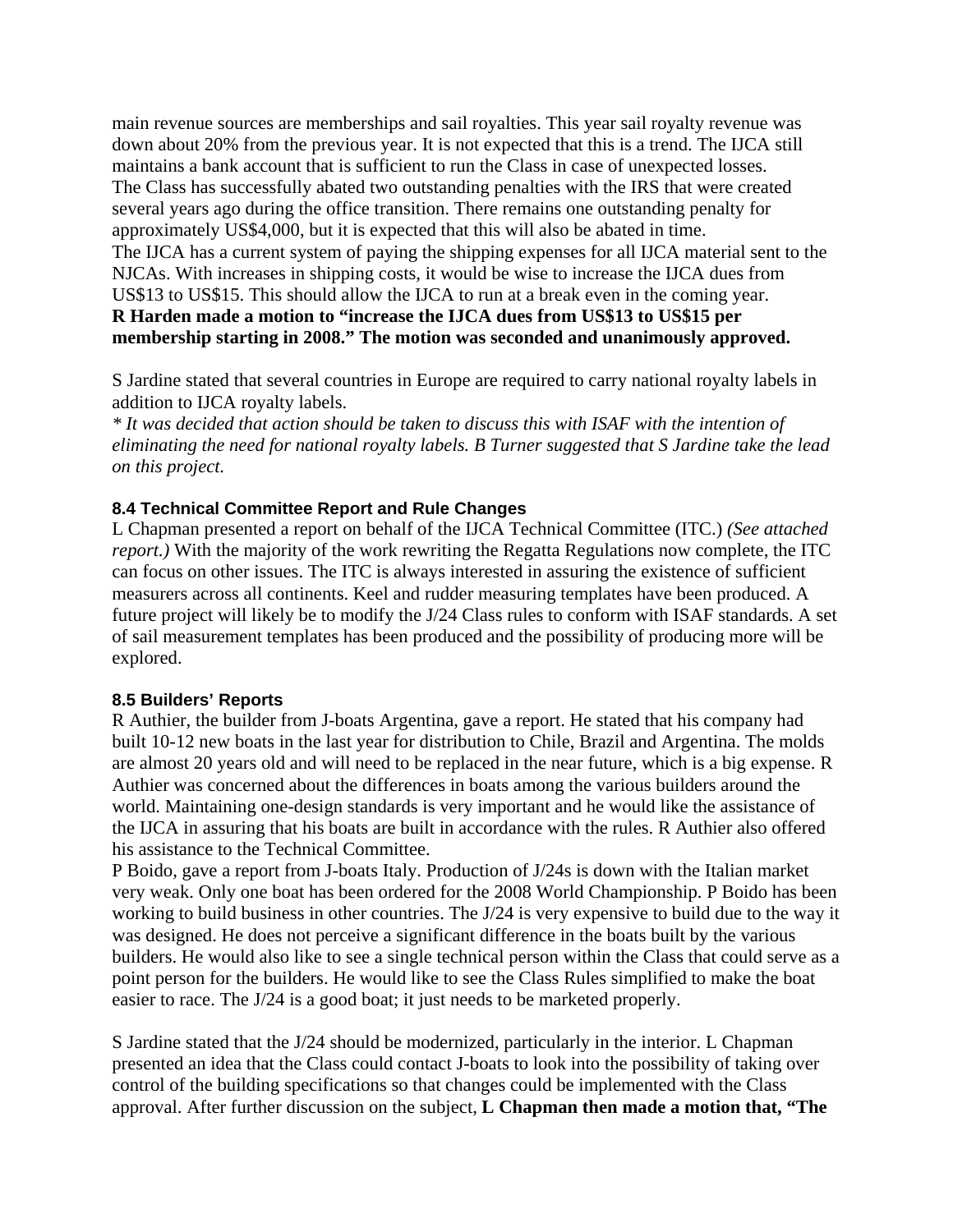main revenue sources are memberships and sail royalties. This year sail royalty revenue was down about 20% from the previous year. It is not expected that this is a trend. The IJCA still maintains a bank account that is sufficient to run the Class in case of unexpected losses.
The Class has successfully abated two outstanding penalties with the IRS that were created several years ago during the office transition. There remains one outstanding penalty for approximately US$4,000, but it is expected that this will also be abated in time.
The IJCA has a current system of paying the shipping expenses for all IJCA material sent to the NJCAs. With increases in shipping costs, it would be wise to increase the IJCA dues from US$13 to US$15. This should allow the IJCA to run at a break even in the coming year.
**R Harden made a motion to "increase the IJCA dues from US$13 to US$15 per membership starting in 2008." The motion was seconded and unanimously approved.**

S Jardine stated that several countries in Europe are required to carry national royalty labels in addition to IJCA royalty labels.
*\* It was decided that action should be taken to discuss this with ISAF with the intention of eliminating the need for national royalty labels. B Turner suggested that S Jardine take the lead on this project.*

### 8.4 Technical Committee Report and Rule Changes

L Chapman presented a report on behalf of the IJCA Technical Committee (ITC.) *(See attached report.)* With the majority of the work rewriting the Regatta Regulations now complete, the ITC can focus on other issues. The ITC is always interested in assuring the existence of sufficient measurers across all continents. Keel and rudder measuring templates have been produced. A future project will likely be to modify the J/24 Class rules to conform with ISAF standards. A set of sail measurement templates has been produced and the possibility of producing more will be explored.

### 8.5 Builders' Reports

R Authier, the builder from J-boats Argentina, gave a report. He stated that his company had built 10-12 new boats in the last year for distribution to Chile, Brazil and Argentina. The molds are almost 20 years old and will need to be replaced in the near future, which is a big expense. R Authier was concerned about the differences in boats among the various builders around the world. Maintaining one-design standards is very important and he would like the assistance of the IJCA in assuring that his boats are built in accordance with the rules. R Authier also offered his assistance to the Technical Committee.
P Boido, gave a report from J-boats Italy. Production of J/24s is down with the Italian market very weak. Only one boat has been ordered for the 2008 World Championship. P Boido has been working to build business in other countries. The J/24 is very expensive to build due to the way it was designed. He does not perceive a significant difference in the boats built by the various builders. He would also like to see a single technical person within the Class that could serve as a point person for the builders. He would like to see the Class Rules simplified to make the boat easier to race. The J/24 is a good boat; it just needs to be marketed properly.

S Jardine stated that the J/24 should be modernized, particularly in the interior. L Chapman presented an idea that the Class could contact J-boats to look into the possibility of taking over control of the building specifications so that changes could be implemented with the Class approval. After further discussion on the subject, **L Chapman then made a motion that, "The**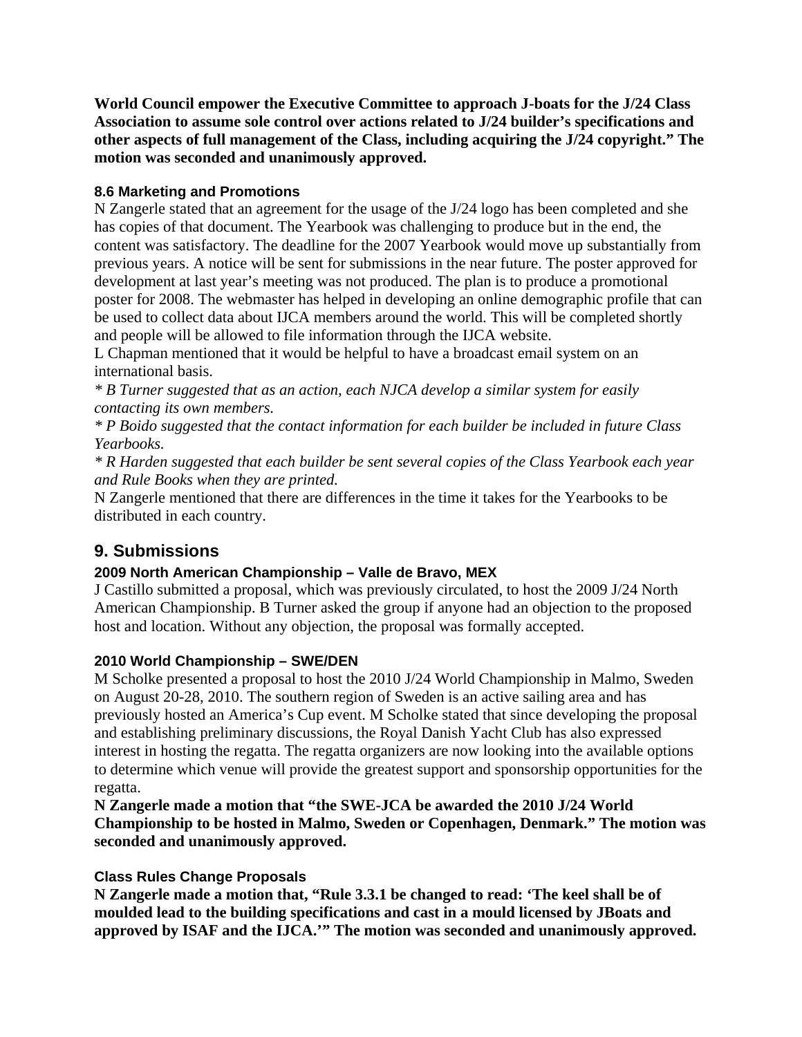**World Council empower the Executive Committee to approach J-boats for the J/24 Class Association to assume sole control over actions related to J/24 builder's specifications and other aspects of full management of the Class, including acquiring the J/24 copyright." The motion was seconded and unanimously approved.**

### 8.6 Marketing and Promotions

N Zangerle stated that an agreement for the usage of the J/24 logo has been completed and she has copies of that document. The Yearbook was challenging to produce but in the end, the content was satisfactory. The deadline for the 2007 Yearbook would move up substantially from previous years. A notice will be sent for submissions in the near future. The poster approved for development at last year's meeting was not produced. The plan is to produce a promotional poster for 2008. The webmaster has helped in developing an online demographic profile that can be used to collect data about IJCA members around the world. This will be completed shortly and people will be allowed to file information through the IJCA website.

L Chapman mentioned that it would be helpful to have a broadcast email system on an international basis.

*\* B Turner suggested that as an action, each NJCA develop a similar system for easily contacting its own members.*

*\* P Boido suggested that the contact information for each builder be included in future Class Yearbooks.*

*\* R Harden suggested that each builder be sent several copies of the Class Yearbook each year and Rule Books when they are printed.*

N Zangerle mentioned that there are differences in the time it takes for the Yearbooks to be distributed in each country.

## 9. Submissions

### 2009 North American Championship – Valle de Bravo, MEX

J Castillo submitted a proposal, which was previously circulated, to host the 2009 J/24 North American Championship. B Turner asked the group if anyone had an objection to the proposed host and location. Without any objection, the proposal was formally accepted.

### 2010 World Championship – SWE/DEN

M Scholke presented a proposal to host the 2010 J/24 World Championship in Malmo, Sweden on August 20-28, 2010. The southern region of Sweden is an active sailing area and has previously hosted an America's Cup event. M Scholke stated that since developing the proposal and establishing preliminary discussions, the Royal Danish Yacht Club has also expressed interest in hosting the regatta. The regatta organizers are now looking into the available options to determine which venue will provide the greatest support and sponsorship opportunities for the regatta.

**N Zangerle made a motion that "the SWE-JCA be awarded the 2010 J/24 World Championship to be hosted in Malmo, Sweden or Copenhagen, Denmark." The motion was seconded and unanimously approved.**

### Class Rules Change Proposals

**N Zangerle made a motion that, "Rule 3.3.1 be changed to read: 'The keel shall be of moulded lead to the building specifications and cast in a mould licensed by JBoats and approved by ISAF and the IJCA.'" The motion was seconded and unanimously approved.**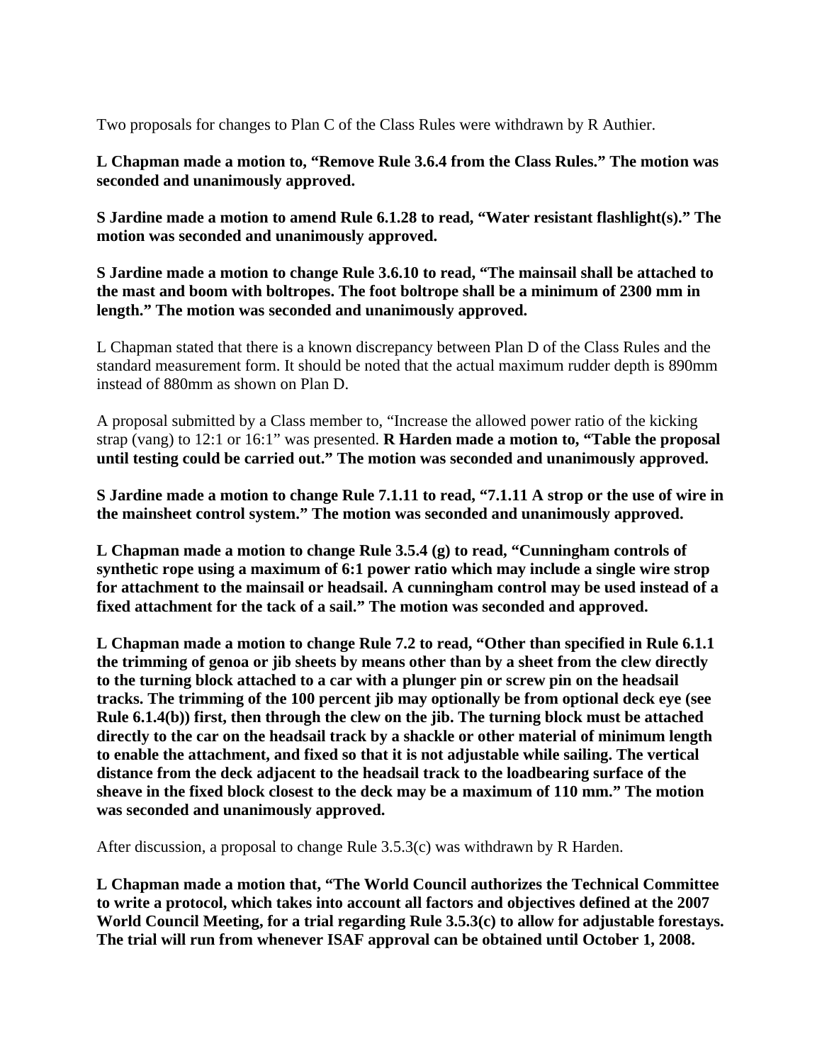Two proposals for changes to Plan C of the Class Rules were withdrawn by R Authier.

**L Chapman made a motion to, "Remove Rule 3.6.4 from the Class Rules." The motion was seconded and unanimously approved.**

**S Jardine made a motion to amend Rule 6.1.28 to read, "Water resistant flashlight(s)." The motion was seconded and unanimously approved.**

**S Jardine made a motion to change Rule 3.6.10 to read, "The mainsail shall be attached to the mast and boom with boltropes. The foot boltrope shall be a minimum of 2300 mm in length." The motion was seconded and unanimously approved.**

L Chapman stated that there is a known discrepancy between Plan D of the Class Rules and the standard measurement form. It should be noted that the actual maximum rudder depth is 890mm instead of 880mm as shown on Plan D.

A proposal submitted by a Class member to, "Increase the allowed power ratio of the kicking strap (vang) to 12:1 or 16:1" was presented. **R Harden made a motion to, "Table the proposal until testing could be carried out." The motion was seconded and unanimously approved.**

**S Jardine made a motion to change Rule 7.1.11 to read, "7.1.11 A strop or the use of wire in the mainsheet control system." The motion was seconded and unanimously approved.**

**L Chapman made a motion to change Rule 3.5.4 (g) to read, "Cunningham controls of synthetic rope using a maximum of 6:1 power ratio which may include a single wire strop for attachment to the mainsail or headsail. A cunningham control may be used instead of a fixed attachment for the tack of a sail." The motion was seconded and approved.**

**L Chapman made a motion to change Rule 7.2 to read, "Other than specified in Rule 6.1.1 the trimming of genoa or jib sheets by means other than by a sheet from the clew directly to the turning block attached to a car with a plunger pin or screw pin on the headsail tracks. The trimming of the 100 percent jib may optionally be from optional deck eye (see Rule 6.1.4(b)) first, then through the clew on the jib. The turning block must be attached directly to the car on the headsail track by a shackle or other material of minimum length to enable the attachment, and fixed so that it is not adjustable while sailing. The vertical distance from the deck adjacent to the headsail track to the loadbearing surface of the sheave in the fixed block closest to the deck may be a maximum of 110 mm." The motion was seconded and unanimously approved.**

After discussion, a proposal to change Rule 3.5.3(c) was withdrawn by R Harden.

**L Chapman made a motion that, "The World Council authorizes the Technical Committee to write a protocol, which takes into account all factors and objectives defined at the 2007 World Council Meeting, for a trial regarding Rule 3.5.3(c) to allow for adjustable forestays. The trial will run from whenever ISAF approval can be obtained until October 1, 2008.**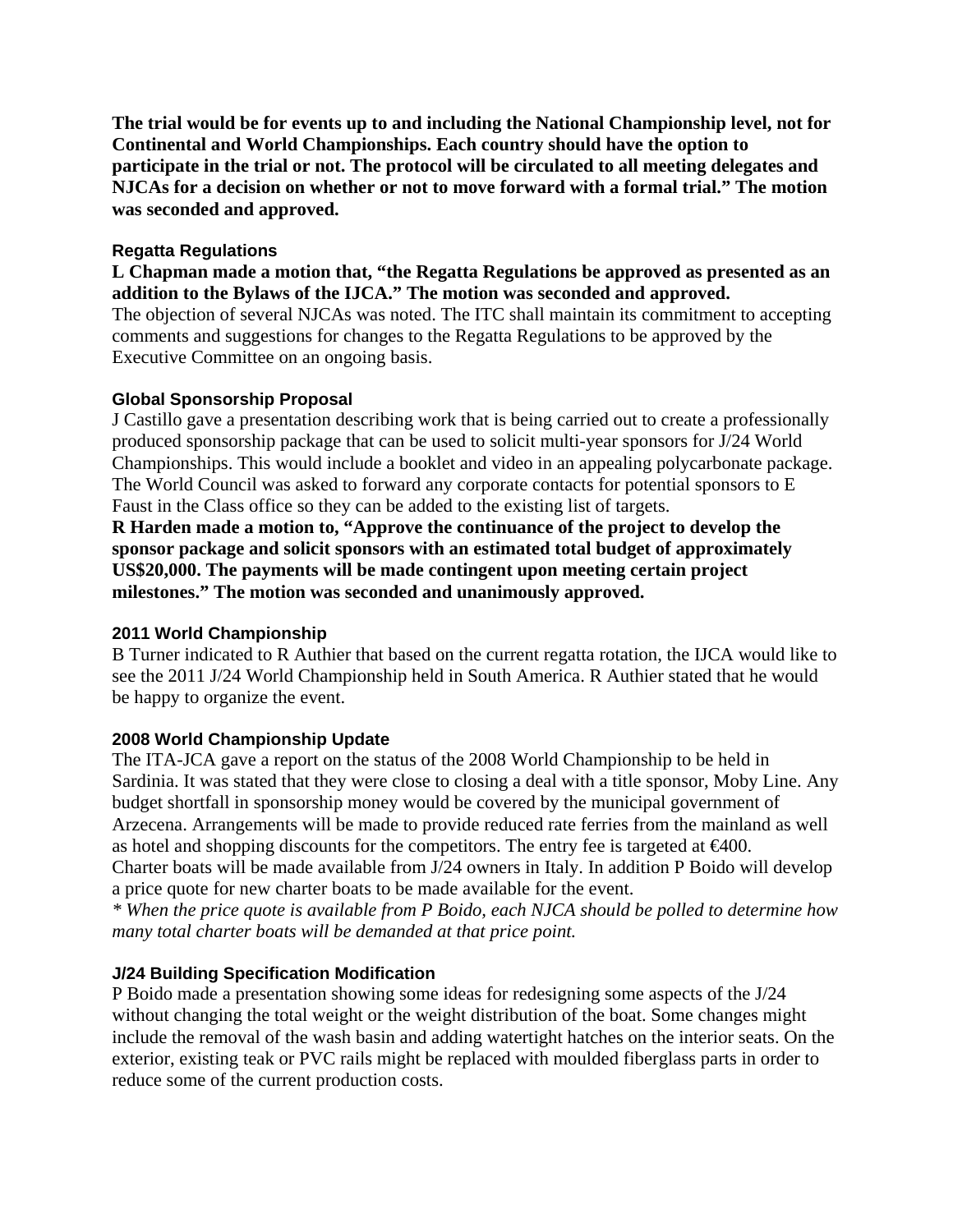**The trial would be for events up to and including the National Championship level, not for Continental and World Championships. Each country should have the option to participate in the trial or not. The protocol will be circulated to all meeting delegates and NJCAs for a decision on whether or not to move forward with a formal trial." The motion was seconded and approved.**

### Regatta Regulations

**L Chapman made a motion that, "the Regatta Regulations be approved as presented as an addition to the Bylaws of the IJCA." The motion was seconded and approved.**
The objection of several NJCAs was noted. The ITC shall maintain its commitment to accepting comments and suggestions for changes to the Regatta Regulations to be approved by the Executive Committee on an ongoing basis.

### Global Sponsorship Proposal

J Castillo gave a presentation describing work that is being carried out to create a professionally produced sponsorship package that can be used to solicit multi-year sponsors for J/24 World Championships. This would include a booklet and video in an appealing polycarbonate package. The World Council was asked to forward any corporate contacts for potential sponsors to E Faust in the Class office so they can be added to the existing list of targets.
**R Harden made a motion to, "Approve the continuance of the project to develop the sponsor package and solicit sponsors with an estimated total budget of approximately US$20,000. The payments will be made contingent upon meeting certain project milestones." The motion was seconded and unanimously approved.**

### 2011 World Championship

B Turner indicated to R Authier that based on the current regatta rotation, the IJCA would like to see the 2011 J/24 World Championship held in South America. R Authier stated that he would be happy to organize the event.

### 2008 World Championship Update

The ITA-JCA gave a report on the status of the 2008 World Championship to be held in Sardinia. It was stated that they were close to closing a deal with a title sponsor, Moby Line. Any budget shortfall in sponsorship money would be covered by the municipal government of Arzecena. Arrangements will be made to provide reduced rate ferries from the mainland as well as hotel and shopping discounts for the competitors. The entry fee is targeted at €400. Charter boats will be made available from J/24 owners in Italy. In addition P Boido will develop a price quote for new charter boats to be made available for the event.
*\* When the price quote is available from P Boido, each NJCA should be polled to determine how many total charter boats will be demanded at that price point.*

### J/24 Building Specification Modification

P Boido made a presentation showing some ideas for redesigning some aspects of the J/24 without changing the total weight or the weight distribution of the boat. Some changes might include the removal of the wash basin and adding watertight hatches on the interior seats. On the exterior, existing teak or PVC rails might be replaced with moulded fiberglass parts in order to reduce some of the current production costs.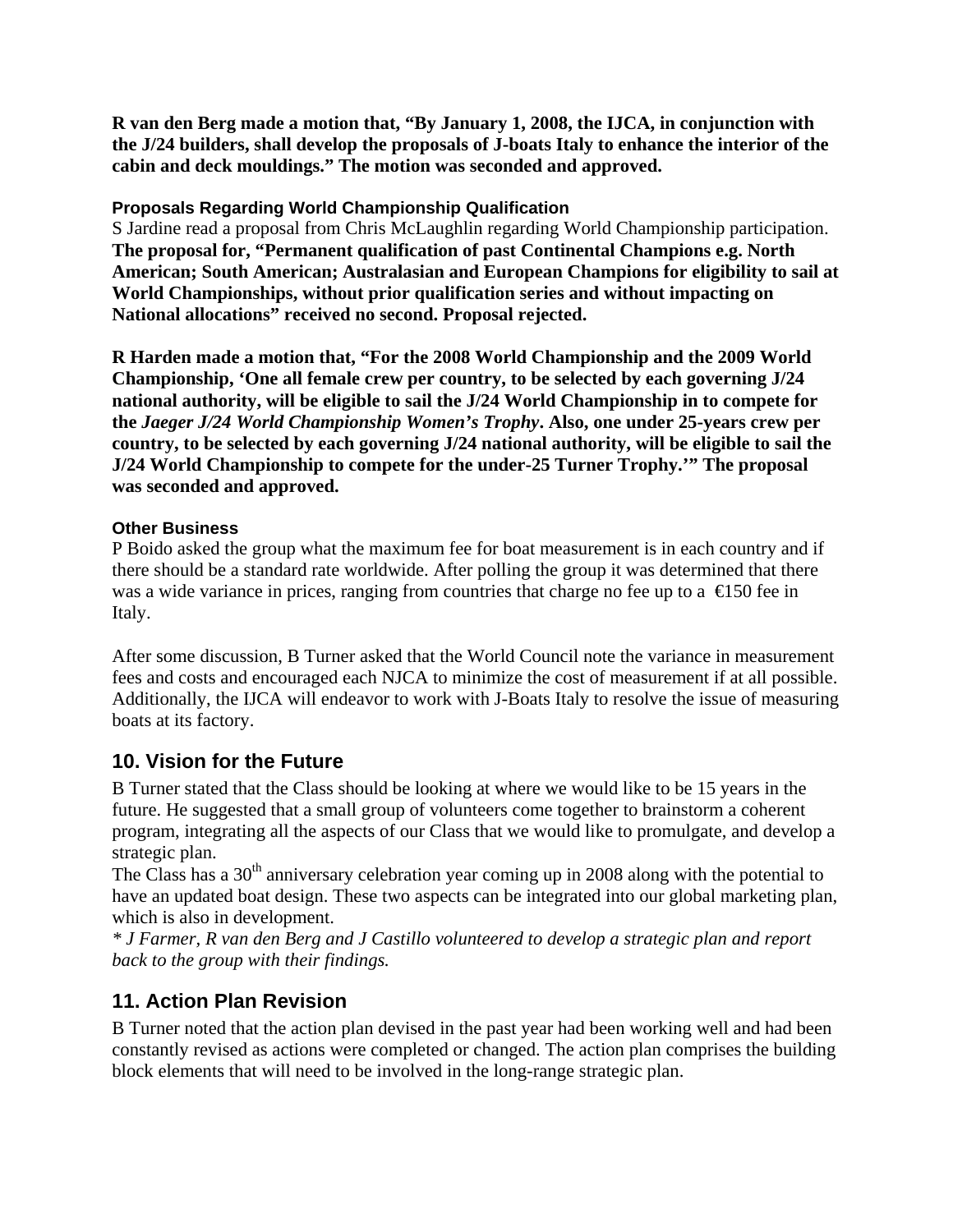**R van den Berg made a motion that, "By January 1, 2008, the IJCA, in conjunction with the J/24 builders, shall develop the proposals of J-boats Italy to enhance the interior of the cabin and deck mouldings." The motion was seconded and approved.**

### Proposals Regarding World Championship Qualification

S Jardine read a proposal from Chris McLaughlin regarding World Championship participation. **The proposal for, "Permanent qualification of past Continental Champions e.g. North American; South American; Australasian and European Champions for eligibility to sail at World Championships, without prior qualification series and without impacting on National allocations" received no second. Proposal rejected.**

**R Harden made a motion that, "For the 2008 World Championship and the 2009 World Championship, 'One all female crew per country, to be selected by each governing J/24 national authority, will be eligible to sail the J/24 World Championship in to compete for the *Jaeger J/24 World Championship Women's Trophy*. Also, one under 25-years crew per country, to be selected by each governing J/24 national authority, will be eligible to sail the J/24 World Championship to compete for the under-25 Turner Trophy.'" The proposal was seconded and approved.**

### Other Business

P Boido asked the group what the maximum fee for boat measurement is in each country and if there should be a standard rate worldwide. After polling the group it was determined that there was a wide variance in prices, ranging from countries that charge no fee up to a €150 fee in Italy.

After some discussion, B Turner asked that the World Council note the variance in measurement fees and costs and encouraged each NJCA to minimize the cost of measurement if at all possible. Additionally, the IJCA will endeavor to work with J-Boats Italy to resolve the issue of measuring boats at its factory.

## 10. Vision for the Future

B Turner stated that the Class should be looking at where we would like to be 15 years in the future. He suggested that a small group of volunteers come together to brainstorm a coherent program, integrating all the aspects of our Class that we would like to promulgate, and develop a strategic plan.

The Class has a 30th anniversary celebration year coming up in 2008 along with the potential to have an updated boat design. These two aspects can be integrated into our global marketing plan, which is also in development.

*\* J Farmer, R van den Berg and J Castillo volunteered to develop a strategic plan and report back to the group with their findings.*

## 11. Action Plan Revision

B Turner noted that the action plan devised in the past year had been working well and had been constantly revised as actions were completed or changed. The action plan comprises the building block elements that will need to be involved in the long-range strategic plan.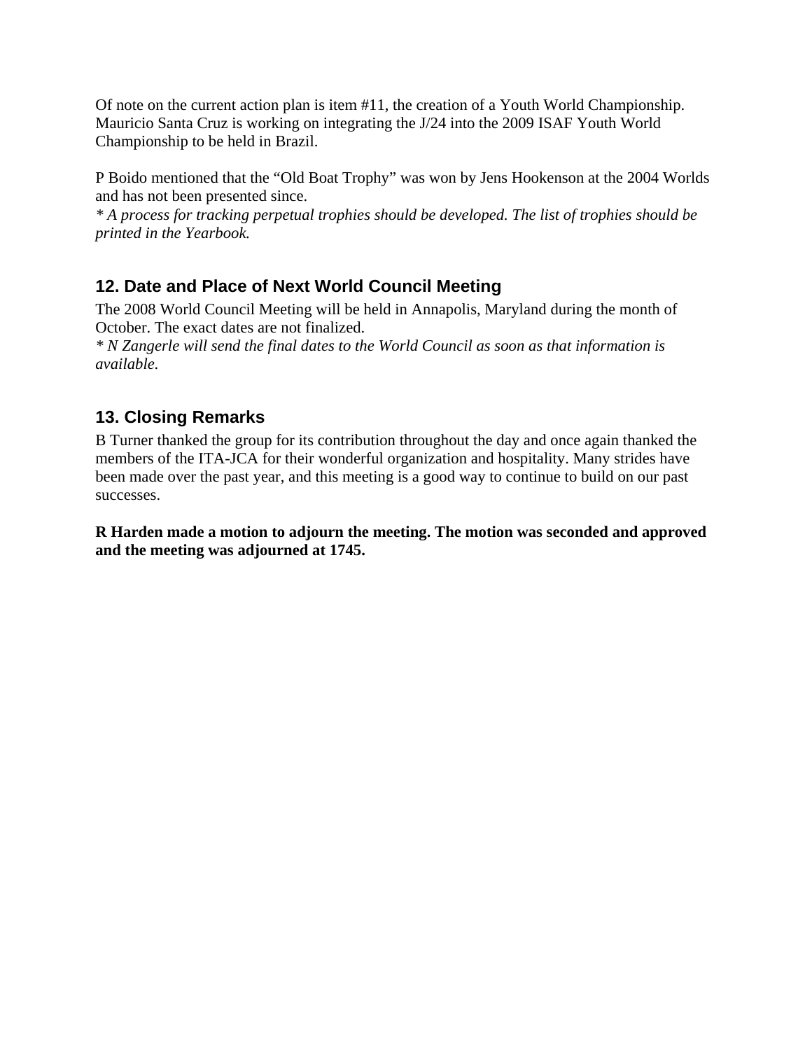Of note on the current action plan is item #11, the creation of a Youth World Championship. Mauricio Santa Cruz is working on integrating the J/24 into the 2009 ISAF Youth World Championship to be held in Brazil.

P Boido mentioned that the "Old Boat Trophy" was won by Jens Hookenson at the 2004 Worlds and has not been presented since.
*\* A process for tracking perpetual trophies should be developed. The list of trophies should be printed in the Yearbook.*

## 12. Date and Place of Next World Council Meeting

The 2008 World Council Meeting will be held in Annapolis, Maryland during the month of October. The exact dates are not finalized.
*\* N Zangerle will send the final dates to the World Council as soon as that information is available.*

## 13. Closing Remarks

B Turner thanked the group for its contribution throughout the day and once again thanked the members of the ITA-JCA for their wonderful organization and hospitality. Many strides have been made over the past year, and this meeting is a good way to continue to build on our past successes.

**R Harden made a motion to adjourn the meeting. The motion was seconded and approved and the meeting was adjourned at 1745.**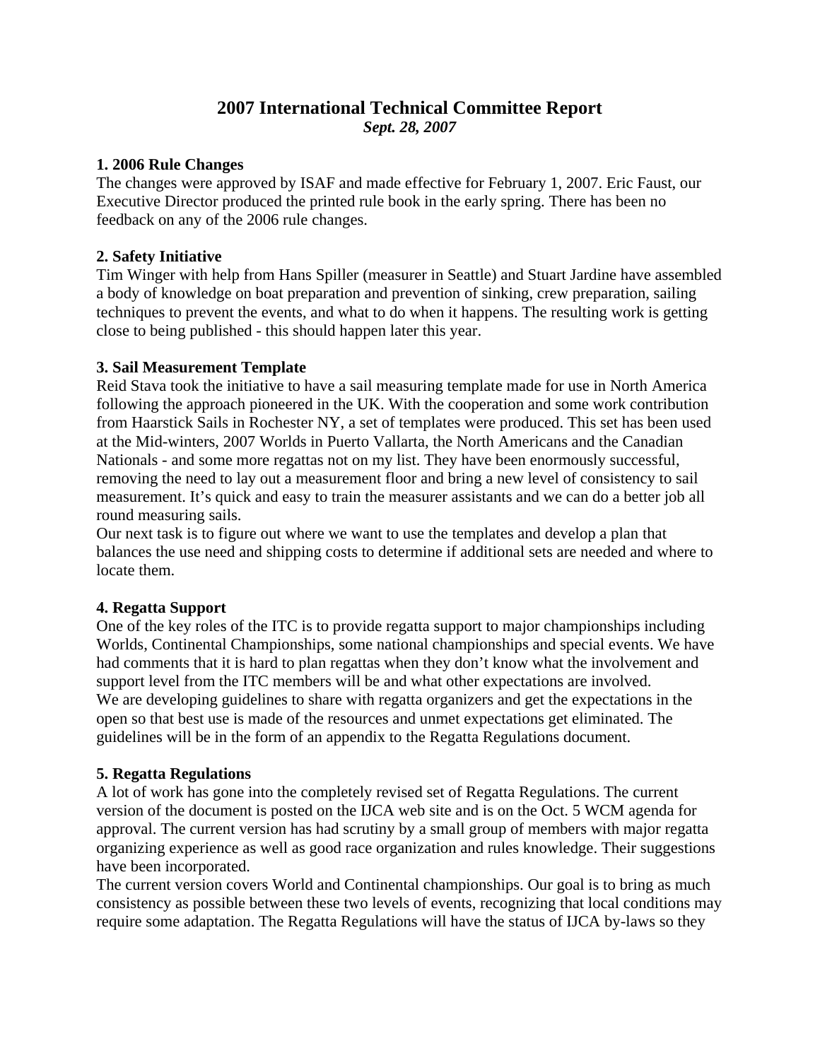# 2007 International Technical Committee Report

***Sept. 28, 2007***

**1. 2006 Rule Changes**

The changes were approved by ISAF and made effective for February 1, 2007. Eric Faust, our Executive Director produced the printed rule book in the early spring. There has been no feedback on any of the 2006 rule changes.

**2. Safety Initiative**

Tim Winger with help from Hans Spiller (measurer in Seattle) and Stuart Jardine have assembled a body of knowledge on boat preparation and prevention of sinking, crew preparation, sailing techniques to prevent the events, and what to do when it happens. The resulting work is getting close to being published - this should happen later this year.

**3. Sail Measurement Template**

Reid Stava took the initiative to have a sail measuring template made for use in North America following the approach pioneered in the UK. With the cooperation and some work contribution from Haarstick Sails in Rochester NY, a set of templates were produced. This set has been used at the Mid-winters, 2007 Worlds in Puerto Vallarta, the North Americans and the Canadian Nationals - and some more regattas not on my list. They have been enormously successful, removing the need to lay out a measurement floor and bring a new level of consistency to sail measurement. It's quick and easy to train the measurer assistants and we can do a better job all round measuring sails.

Our next task is to figure out where we want to use the templates and develop a plan that balances the use need and shipping costs to determine if additional sets are needed and where to locate them.

**4. Regatta Support**

One of the key roles of the ITC is to provide regatta support to major championships including Worlds, Continental Championships, some national championships and special events. We have had comments that it is hard to plan regattas when they don't know what the involvement and support level from the ITC members will be and what other expectations are involved.

We are developing guidelines to share with regatta organizers and get the expectations in the open so that best use is made of the resources and unmet expectations get eliminated. The guidelines will be in the form of an appendix to the Regatta Regulations document.

**5. Regatta Regulations**

A lot of work has gone into the completely revised set of Regatta Regulations. The current version of the document is posted on the IJCA web site and is on the Oct. 5 WCM agenda for approval. The current version has had scrutiny by a small group of members with major regatta organizing experience as well as good race organization and rules knowledge. Their suggestions have been incorporated.

The current version covers World and Continental championships. Our goal is to bring as much consistency as possible between these two levels of events, recognizing that local conditions may require some adaptation. The Regatta Regulations will have the status of IJCA by-laws so they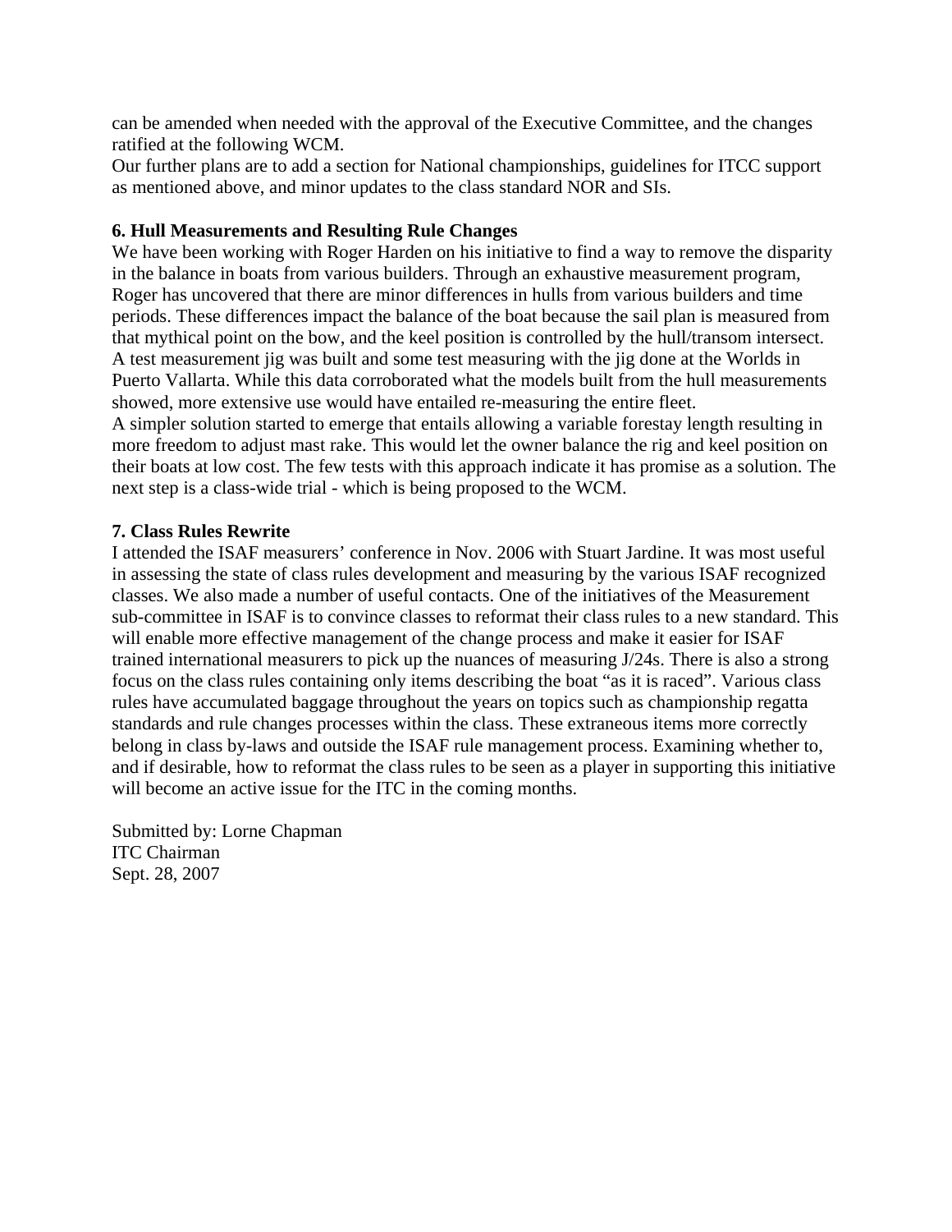can be amended when needed with the approval of the Executive Committee, and the changes ratified at the following WCM.

Our further plans are to add a section for National championships, guidelines for ITCC support as mentioned above, and minor updates to the class standard NOR and SIs.

**6. Hull Measurements and Resulting Rule Changes**

We have been working with Roger Harden on his initiative to find a way to remove the disparity in the balance in boats from various builders. Through an exhaustive measurement program, Roger has uncovered that there are minor differences in hulls from various builders and time periods. These differences impact the balance of the boat because the sail plan is measured from that mythical point on the bow, and the keel position is controlled by the hull/transom intersect. A test measurement jig was built and some test measuring with the jig done at the Worlds in Puerto Vallarta. While this data corroborated what the models built from the hull measurements showed, more extensive use would have entailed re-measuring the entire fleet.

A simpler solution started to emerge that entails allowing a variable forestay length resulting in more freedom to adjust mast rake. This would let the owner balance the rig and keel position on their boats at low cost. The few tests with this approach indicate it has promise as a solution. The next step is a class-wide trial - which is being proposed to the WCM.

**7. Class Rules Rewrite**

I attended the ISAF measurers' conference in Nov. 2006 with Stuart Jardine. It was most useful in assessing the state of class rules development and measuring by the various ISAF recognized classes. We also made a number of useful contacts. One of the initiatives of the Measurement sub-committee in ISAF is to convince classes to reformat their class rules to a new standard. This will enable more effective management of the change process and make it easier for ISAF trained international measurers to pick up the nuances of measuring J/24s. There is also a strong focus on the class rules containing only items describing the boat "as it is raced". Various class rules have accumulated baggage throughout the years on topics such as championship regatta standards and rule changes processes within the class. These extraneous items more correctly belong in class by-laws and outside the ISAF rule management process. Examining whether to, and if desirable, how to reformat the class rules to be seen as a player in supporting this initiative will become an active issue for the ITC in the coming months.

Submitted by: Lorne Chapman
ITC Chairman
Sept. 28, 2007